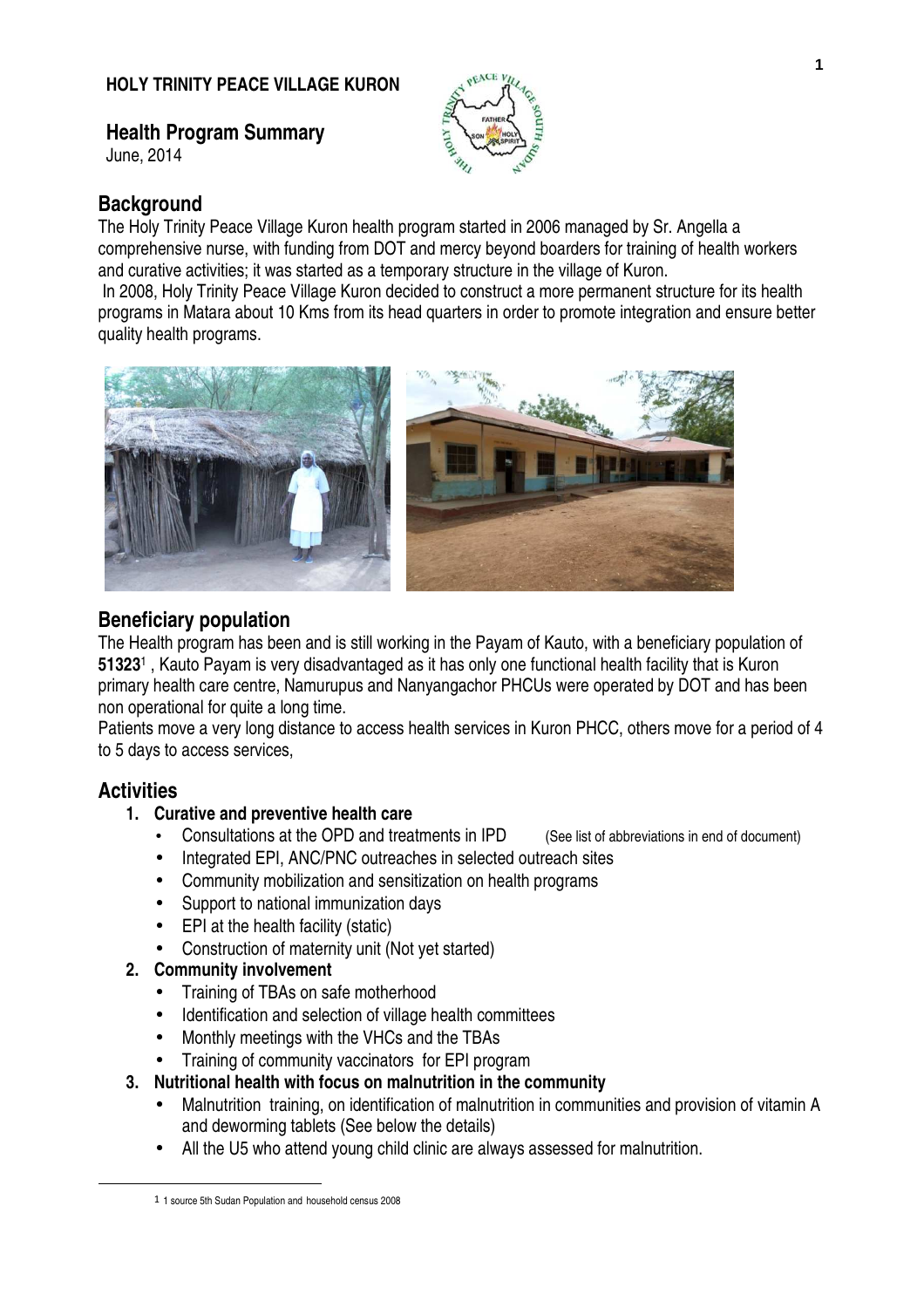**HOLY TRINITY PEACE VILLAGE KURON**

## Health Program Summary

June, 2014

## Background

The Holy Trinity Peace Village Kuron health program started in 2006 managed by Sr. Angella a comprehensive nurse, with funding from DOT and mercy beyond boarders for training of health workers and curative activities; it was started as a temporary structure in the village of Kuron.

In 2008, Holy Trinity Peace Village Kuron decided to construct a more permanent structure for its health programs in Matara about 10 Kms from its head quarters in order to promote integration and ensure better quality health programs.

## Beneficiary population

The Health program has been and is still working in the Payam of Kauto, with a beneficiary population of **51323**[1] , Kauto Payam is very disadvantaged as it has only one functional health facility that is Kuron primary health care centre, Namurupus and Nanyangachor PHCUs were operated by DOT and has been non operational for quite a long time.

Patients move a very long distance to access health services in Kuron PHCC, others move for a period of 4 to 5 days to access services,

## Activities

1. **Curative and preventive health care**
   - Consultations at the OPD and treatments in IPD (See list of abbreviations in end of document)
   - Integrated EPI, ANC/PNC outreaches in selected outreach sites
   - Community mobilization and sensitization on health programs
   - Support to national immunization days
   - EPI at the health facility (static)
   - Construction of maternity unit (Not yet started)
2. **Community involvement**
   - Training of TBAs on safe motherhood
   - Identification and selection of village health committees
   - Monthly meetings with the VHCs and the TBAs
   - Training of community vaccinators for EPI program
3. **Nutritional health with focus on malnutrition in the community**
   - Malnutrition training, on identification of malnutrition in communities and provision of vitamin A and deworming tablets (See below the details)
   - All the U5 who attend young child clinic are always assessed for malnutrition.

[1] source 5th Sudan Population and household census 2008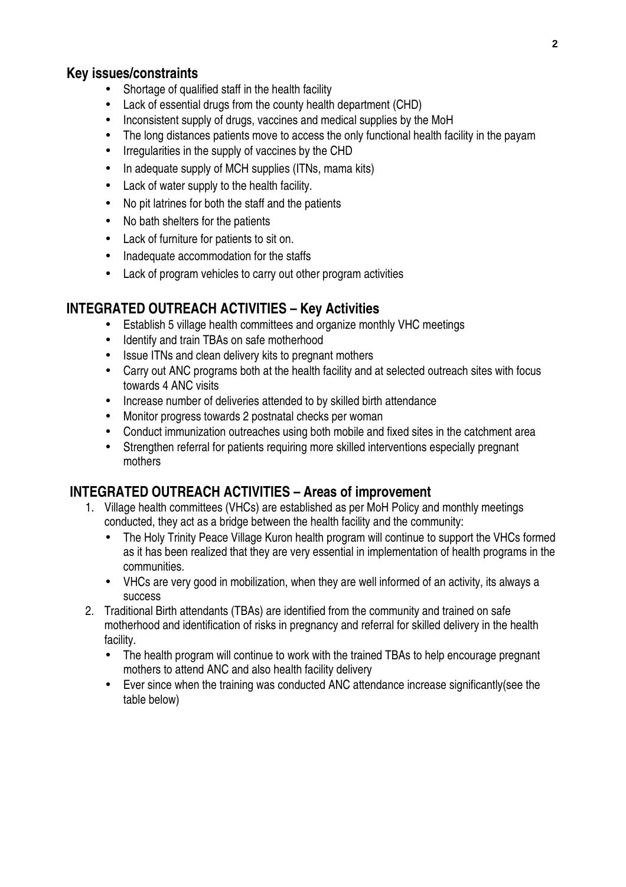## Key issues/constraints

- Shortage of qualified staff in the health facility
- Lack of essential drugs from the county health department (CHD)
- Inconsistent supply of drugs, vaccines and medical supplies by the MoH
- The long distances patients move to access the only functional health facility in the payam
- Irregularities in the supply of vaccines by the CHD
- In adequate supply of MCH supplies (ITNs, mama kits)
- Lack of water supply to the health facility.
- No pit latrines for both the staff and the patients
- No bath shelters for the patients
- Lack of furniture for patients to sit on.
- Inadequate accommodation for the staffs
- Lack of program vehicles to carry out other program activities

## INTEGRATED OUTREACH ACTIVITIES – Key Activities

- Establish 5 village health committees and organize monthly VHC meetings
- Identify and train TBAs on safe motherhood
- Issue ITNs and clean delivery kits to pregnant mothers
- Carry out ANC programs both at the health facility and at selected outreach sites with focus towards 4 ANC visits
- Increase number of deliveries attended to by skilled birth attendance
- Monitor progress towards 2 postnatal checks per woman
- Conduct immunization outreaches using both mobile and fixed sites in the catchment area
- Strengthen referral for patients requiring more skilled interventions especially pregnant mothers

## INTEGRATED OUTREACH ACTIVITIES – Areas of improvement

1. Village health committees (VHCs) are established as per MoH Policy and monthly meetings conducted, they act as a bridge between the health facility and the community:
   - The Holy Trinity Peace Village Kuron health program will continue to support the VHCs formed as it has been realized that they are very essential in implementation of health programs in the communities.
   - VHCs are very good in mobilization, when they are well informed of an activity, its always a success
2. Traditional Birth attendants (TBAs) are identified from the community and trained on safe motherhood and identification of risks in pregnancy and referral for skilled delivery in the health facility.
   - The health program will continue to work with the trained TBAs to help encourage pregnant mothers to attend ANC and also health facility delivery
   - Ever since when the training was conducted ANC attendance increase significantly(see the table below)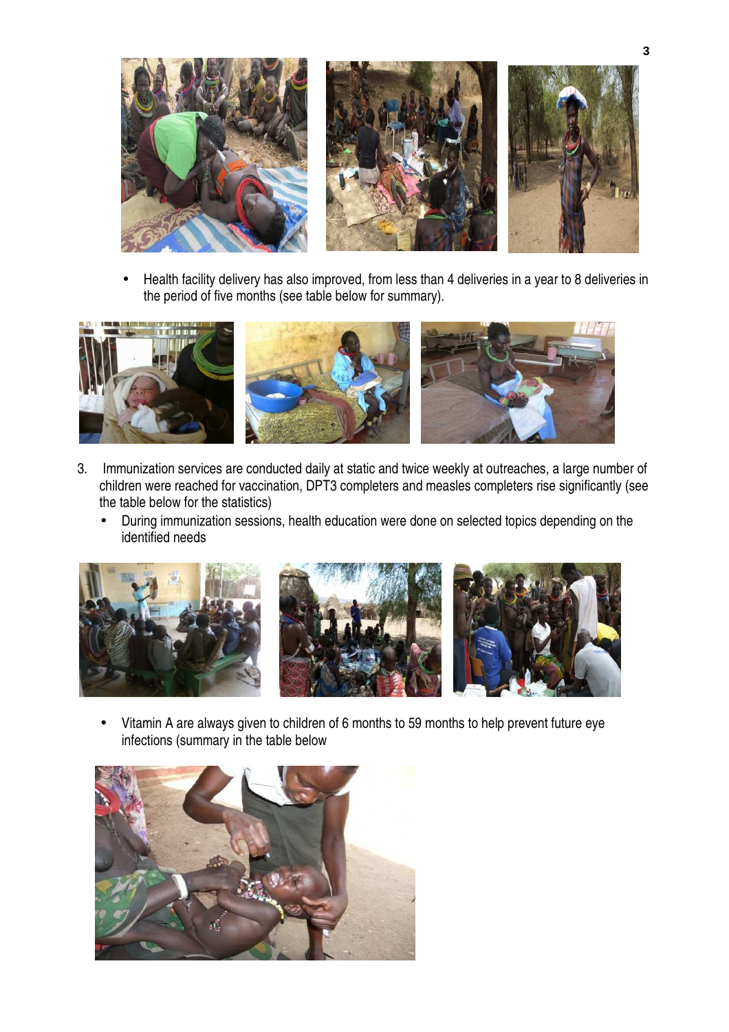- Health facility delivery has also improved, from less than 4 deliveries in a year to 8 deliveries in the period of five months (see table below for summary).

3. Immunization services are conducted daily at static and twice weekly at outreaches, a large number of children were reached for vaccination, DPT3 completers and measles completers rise significantly (see the table below for the statistics)
   - During immunization sessions, health education were done on selected topics depending on the identified needs
   - Vitamin A are always given to children of 6 months to 59 months to help prevent future eye infections (summary in the table below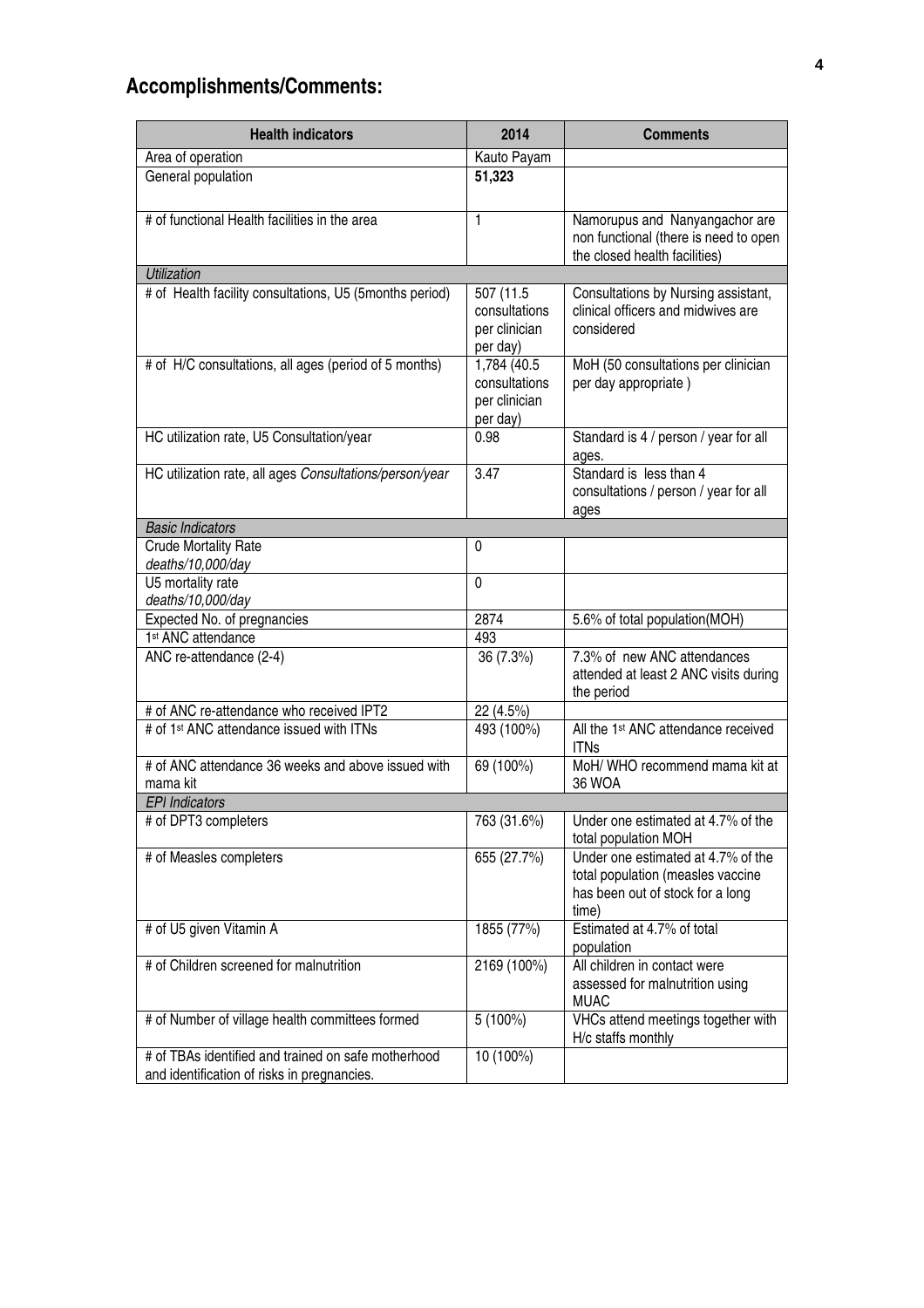## Accomplishments/Comments:

| Health indicators | 2014 | Comments |
| --- | --- | --- |
| Area of operation | Kauto Payam | |
| General population | **51,323** | |
| # of functional Health facilities in the area | 1 | Namorupus and Nanyangachor are non functional (there is need to open the closed health facilities) |
| *Utilization* | | |
| # of Health facility consultations, U5 (5months period) | 507 (11.5 consultations per clinician per day) | Consultations by Nursing assistant, clinical officers and midwives are considered |
| # of H/C consultations, all ages (period of 5 months) | 1,784 (40.5 consultations per clinician per day) | MoH (50 consultations per clinician per day appropriate ) |
| HC utilization rate, U5 Consultation/year | 0.98 | Standard is 4 / person / year for all ages. |
| HC utilization rate, all ages *Consultations/person/year* | 3.47 | Standard is less than 4 consultations / person / year for all ages |
| *Basic Indicators* | | |
| Crude Mortality Rate *deaths/10,000/day* | 0 | |
| U5 mortality rate *deaths/10,000/day* | 0 | |
| Expected No. of pregnancies | 2874 | 5.6% of total population(MOH) |
| 1st ANC attendance | 493 | |
| ANC re-attendance (2-4) | 36 (7.3%) | 7.3% of new ANC attendances attended at least 2 ANC visits during the period |
| # of ANC re-attendance who received IPT2 | 22 (4.5%) | |
| # of 1st ANC attendance issued with ITNs | 493 (100%) | All the 1st ANC attendance received ITNs |
| # of ANC attendance 36 weeks and above issued with mama kit | 69 (100%) | MoH/ WHO recommend mama kit at 36 WOA |
| *EPI Indicators* | | |
| # of DPT3 completers | 763 (31.6%) | Under one estimated at 4.7% of the total population MOH |
| # of Measles completers | 655 (27.7%) | Under one estimated at 4.7% of the total population (measles vaccine has been out of stock for a long time) |
| # of U5 given Vitamin A | 1855 (77%) | Estimated at 4.7% of total population |
| # of Children screened for malnutrition | 2169 (100%) | All children in contact were assessed for malnutrition using MUAC |
| # of Number of village health committees formed | 5 (100%) | VHCs attend meetings together with H/c staffs monthly |
| # of TBAs identified and trained on safe motherhood and identification of risks in pregnancies. | 10 (100%) | |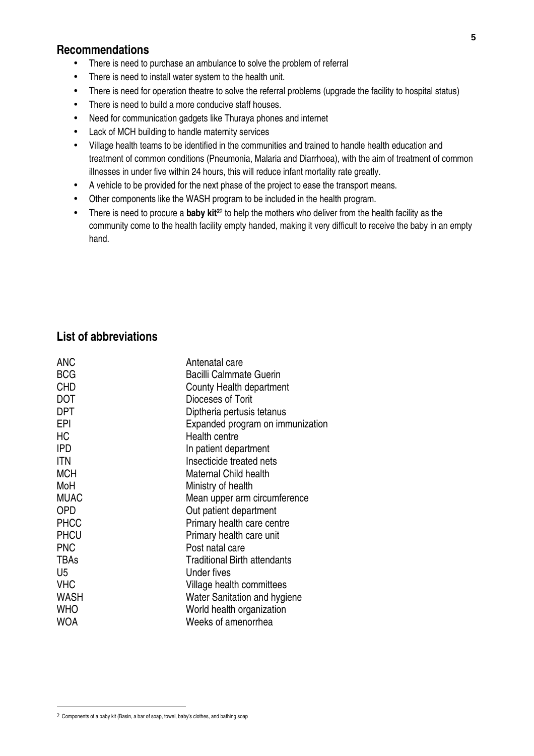## Recommendations

- There is need to purchase an ambulance to solve the problem of referral
- There is need to install water system to the health unit.
- There is need for operation theatre to solve the referral problems (upgrade the facility to hospital status)
- There is need to build a more conducive staff houses.
- Need for communication gadgets like Thuraya phones and internet
- Lack of MCH building to handle maternity services
- Village health teams to be identified in the communities and trained to handle health education and treatment of common conditions (Pneumonia, Malaria and Diarrhoea), with the aim of treatment of common illnesses in under five within 24 hours, this will reduce infant mortality rate greatly.
- A vehicle to be provided for the next phase of the project to ease the transport means.
- Other components like the WASH program to be included in the health program.
- There is need to procure a **baby kit**[2] to help the mothers who deliver from the health facility as the community come to the health facility empty handed, making it very difficult to receive the baby in an empty hand.

## List of abbreviations

| | |
|---|---|
| ANC | Antenatal care |
| BCG | Bacilli Calmmate Guerin |
| CHD | County Health department |
| DOT | Dioceses of Torit |
| DPT | Diptheria pertusis tetanus |
| EPI | Expanded program on immunization |
| HC | Health centre |
| IPD | In patient department |
| ITN | Insecticide treated nets |
| MCH | Maternal Child health |
| MoH | Ministry of health |
| MUAC | Mean upper arm circumference |
| OPD | Out patient department |
| PHCC | Primary health care centre |
| PHCU | Primary health care unit |
| PNC | Post natal care |
| TBAs | Traditional Birth attendants |
| U5 | Under fives |
| VHC | Village health committees |
| WASH | Water Sanitation and hygiene |
| WHO | World health organization |
| WOA | Weeks of amenorrhea |

[2] Components of a baby kit (Basin, a bar of soap, towel, baby's clothes, and bathing soap